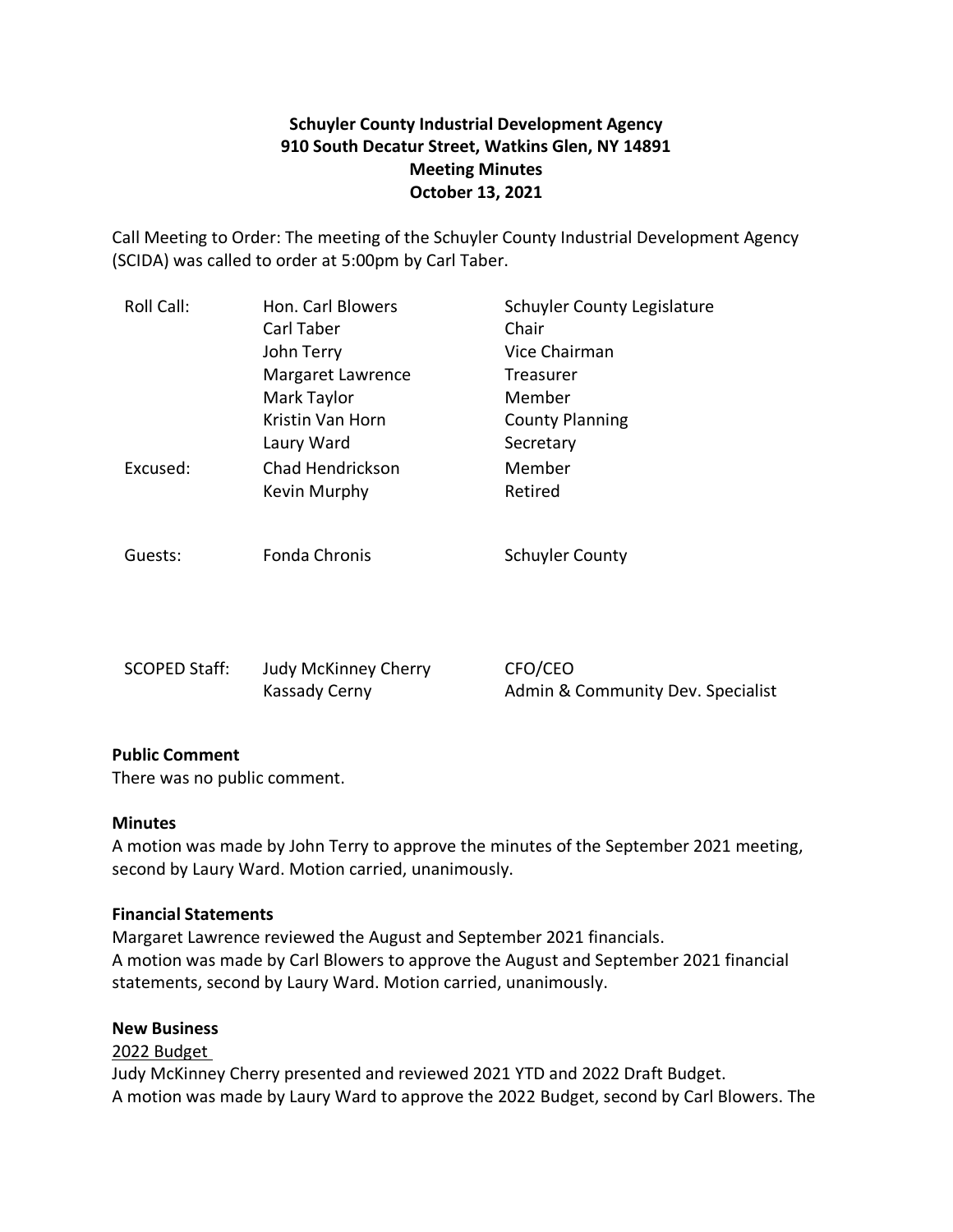**Schuyler County Industrial Development Agency**
**910 South Decatur Street, Watkins Glen, NY 14891**
**Meeting Minutes**
**October 13, 2021**

Call Meeting to Order: The meeting of the Schuyler County Industrial Development Agency (SCIDA) was called to order at 5:00pm by Carl Taber.

| | | |
|---|---|---|
| Roll Call: | Hon. Carl Blowers | Schuyler County Legislature |
| | Carl Taber | Chair |
| | John Terry | Vice Chairman |
| | Margaret Lawrence | Treasurer |
| | Mark Taylor | Member |
| | Kristin Van Horn | County Planning |
| | Laury Ward | Secretary |
| Excused: | Chad Hendrickson | Member |
| | Kevin Murphy | Retired |
| Guests: | Fonda Chronis | Schuyler County |
| SCOPED Staff: | Judy McKinney Cherry | CFO/CEO |
| | Kassady Cerny | Admin & Community Dev. Specialist |

**Public Comment**

There was no public comment.

**Minutes**

A motion was made by John Terry to approve the minutes of the September 2021 meeting, second by Laury Ward. Motion carried, unanimously.

**Financial Statements**

Margaret Lawrence reviewed the August and September 2021 financials.
A motion was made by Carl Blowers to approve the August and September 2021 financial statements, second by Laury Ward. Motion carried, unanimously.

**New Business**

2022 Budget

Judy McKinney Cherry presented and reviewed 2021 YTD and 2022 Draft Budget.
A motion was made by Laury Ward to approve the 2022 Budget, second by Carl Blowers. The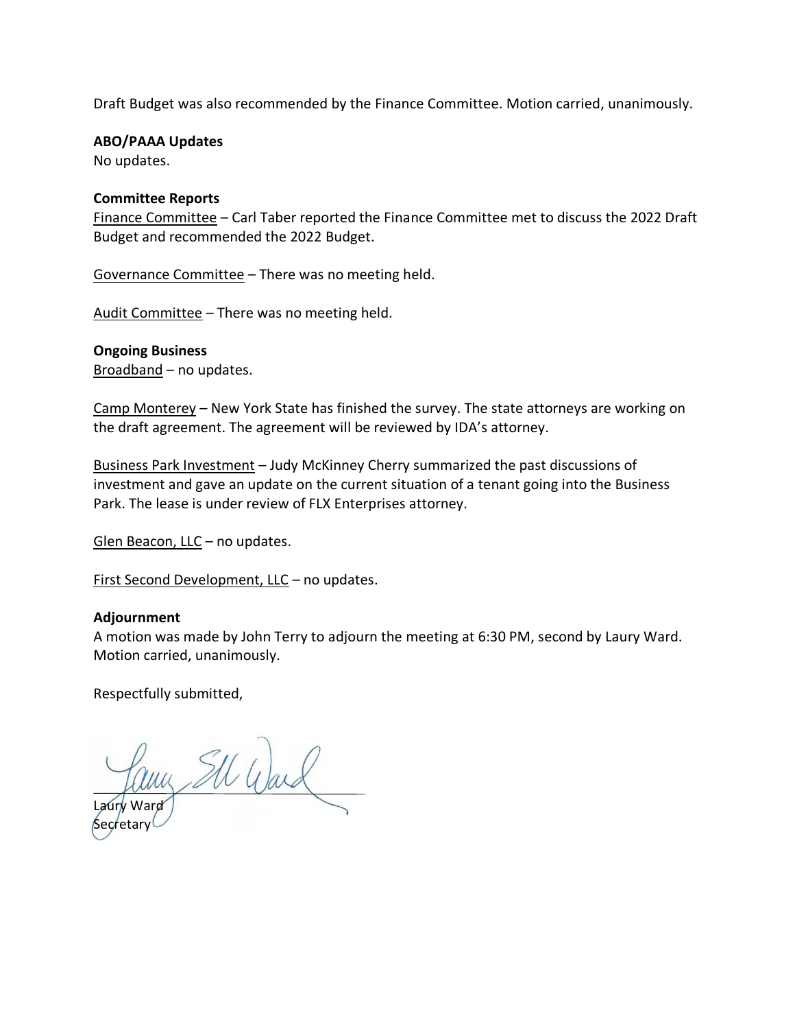Draft Budget was also recommended by the Finance Committee. Motion carried, unanimously.

**ABO/PAAA Updates**
No updates.

**Committee Reports**
Finance Committee – Carl Taber reported the Finance Committee met to discuss the 2022 Draft Budget and recommended the 2022 Budget.

Governance Committee – There was no meeting held.

Audit Committee – There was no meeting held.

**Ongoing Business**
Broadband – no updates.

Camp Monterey – New York State has finished the survey. The state attorneys are working on the draft agreement. The agreement will be reviewed by IDA's attorney.

Business Park Investment – Judy McKinney Cherry summarized the past discussions of investment and gave an update on the current situation of a tenant going into the Business Park. The lease is under review of FLX Enterprises attorney.

Glen Beacon, LLC – no updates.

First Second Development, LLC – no updates.

**Adjournment**
A motion was made by John Terry to adjourn the meeting at 6:30 PM, second by Laury Ward. Motion carried, unanimously.

Respectfully submitted,

Laury Ward
Secretary